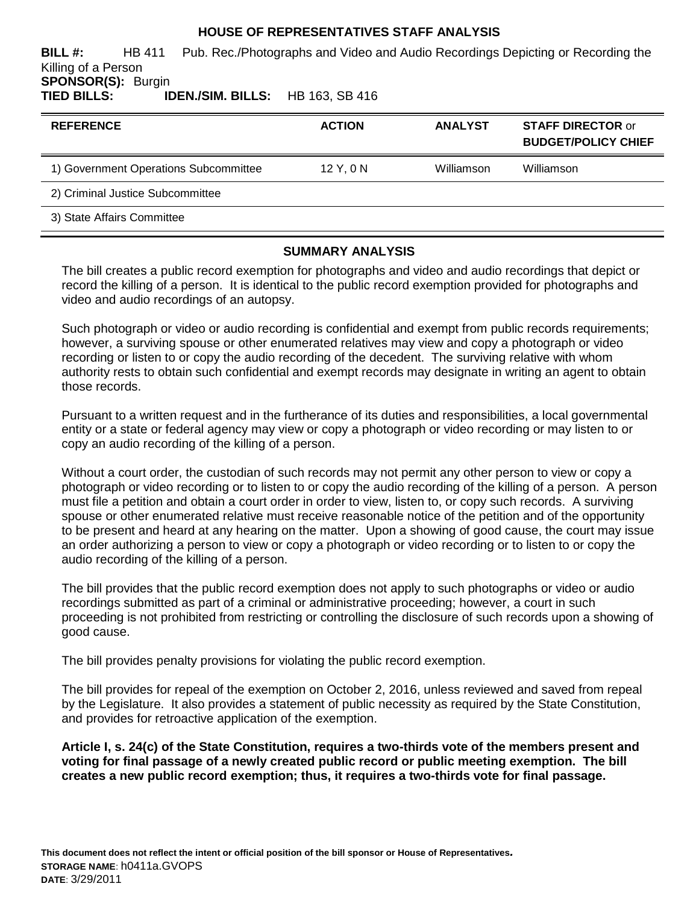# HOUSE OF REPRESENTATIVES STAFF ANALYSIS

**BILL #:** HB 411 Pub. Rec./Photographs and Video and Audio Recordings Depicting or Recording the Killing of a Person

**SPONSOR(S):** Burgin

**TIED BILLS:** **IDEN./SIM. BILLS:** HB 163, SB 416

| REFERENCE | ACTION | ANALYST | STAFF DIRECTOR or BUDGET/POLICY CHIEF |
|---|---|---|---|
| 1) Government Operations Subcommittee | 12 Y, 0 N | Williamson | Williamson |
| 2) Criminal Justice Subcommittee | | | |
| 3) State Affairs Committee | | | |

## SUMMARY ANALYSIS

The bill creates a public record exemption for photographs and video and audio recordings that depict or record the killing of a person. It is identical to the public record exemption provided for photographs and video and audio recordings of an autopsy.

Such photograph or video or audio recording is confidential and exempt from public records requirements; however, a surviving spouse or other enumerated relatives may view and copy a photograph or video recording or listen to or copy the audio recording of the decedent. The surviving relative with whom authority rests to obtain such confidential and exempt records may designate in writing an agent to obtain those records.

Pursuant to a written request and in the furtherance of its duties and responsibilities, a local governmental entity or a state or federal agency may view or copy a photograph or video recording or may listen to or copy an audio recording of the killing of a person.

Without a court order, the custodian of such records may not permit any other person to view or copy a photograph or video recording or to listen to or copy the audio recording of the killing of a person. A person must file a petition and obtain a court order in order to view, listen to, or copy such records. A surviving spouse or other enumerated relative must receive reasonable notice of the petition and of the opportunity to be present and heard at any hearing on the matter. Upon a showing of good cause, the court may issue an order authorizing a person to view or copy a photograph or video recording or to listen to or copy the audio recording of the killing of a person.

The bill provides that the public record exemption does not apply to such photographs or video or audio recordings submitted as part of a criminal or administrative proceeding; however, a court in such proceeding is not prohibited from restricting or controlling the disclosure of such records upon a showing of good cause.

The bill provides penalty provisions for violating the public record exemption.

The bill provides for repeal of the exemption on October 2, 2016, unless reviewed and saved from repeal by the Legislature. It also provides a statement of public necessity as required by the State Constitution, and provides for retroactive application of the exemption.

**Article I, s. 24(c) of the State Constitution, requires a two-thirds vote of the members present and voting for final passage of a newly created public record or public meeting exemption. The bill creates a new public record exemption; thus, it requires a two-thirds vote for final passage.**

**This document does not reflect the intent or official position of the bill sponsor or House of Representatives.**

**STORAGE NAME**: h0411a.GVOPS

**DATE**: 3/29/2011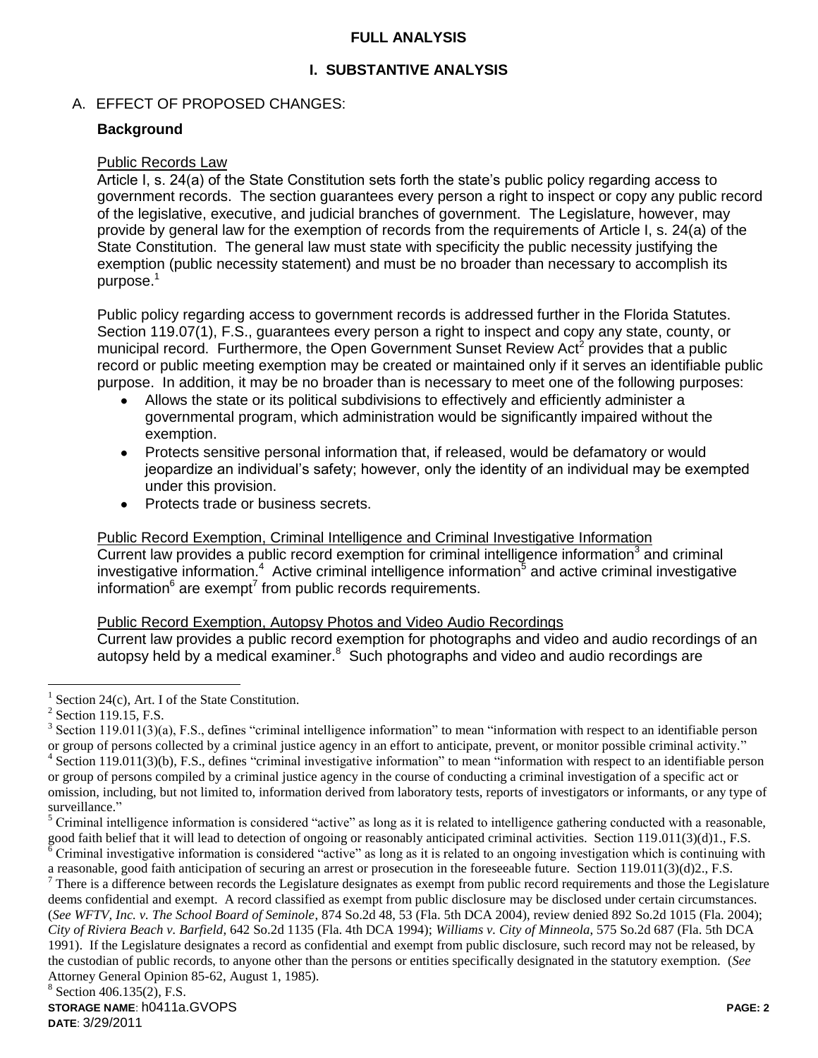## FULL ANALYSIS

## I. SUBSTANTIVE ANALYSIS

A. EFFECT OF PROPOSED CHANGES:

**Background**

Public Records Law

Article I, s. 24(a) of the State Constitution sets forth the state's public policy regarding access to government records. The section guarantees every person a right to inspect or copy any public record of the legislative, executive, and judicial branches of government. The Legislature, however, may provide by general law for the exemption of records from the requirements of Article I, s. 24(a) of the State Constitution. The general law must state with specificity the public necessity justifying the exemption (public necessity statement) and must be no broader than necessary to accomplish its purpose.[1]

Public policy regarding access to government records is addressed further in the Florida Statutes. Section 119.07(1), F.S., guarantees every person a right to inspect and copy any state, county, or municipal record. Furthermore, the Open Government Sunset Review Act[2] provides that a public record or public meeting exemption may be created or maintained only if it serves an identifiable public purpose. In addition, it may be no broader than is necessary to meet one of the following purposes:

- Allows the state or its political subdivisions to effectively and efficiently administer a governmental program, which administration would be significantly impaired without the exemption.
- Protects sensitive personal information that, if released, would be defamatory or would jeopardize an individual's safety; however, only the identity of an individual may be exempted under this provision.
- Protects trade or business secrets.

Public Record Exemption, Criminal Intelligence and Criminal Investigative Information

Current law provides a public record exemption for criminal intelligence information[3] and criminal investigative information.[4] Active criminal intelligence information[5] and active criminal investigative information[6] are exempt[7] from public records requirements.

Public Record Exemption, Autopsy Photos and Video Audio Recordings

Current law provides a public record exemption for photographs and video and audio recordings of an autopsy held by a medical examiner.[8] Such photographs and video and audio recordings are

---

[1] Section 24(c), Art. I of the State Constitution.

[2] Section 119.15, F.S.

[3] Section 119.011(3)(a), F.S., defines "criminal intelligence information" to mean "information with respect to an identifiable person or group of persons collected by a criminal justice agency in an effort to anticipate, prevent, or monitor possible criminal activity."

[4] Section 119.011(3)(b), F.S., defines "criminal investigative information" to mean "information with respect to an identifiable person or group of persons compiled by a criminal justice agency in the course of conducting a criminal investigation of a specific act or omission, including, but not limited to, information derived from laboratory tests, reports of investigators or informants, or any type of surveillance."

[5] Criminal intelligence information is considered "active" as long as it is related to intelligence gathering conducted with a reasonable, good faith belief that it will lead to detection of ongoing or reasonably anticipated criminal activities. Section 119.011(3)(d)1., F.S.

[6] Criminal investigative information is considered "active" as long as it is related to an ongoing investigation which is continuing with a reasonable, good faith anticipation of securing an arrest or prosecution in the foreseeable future. Section 119.011(3)(d)2., F.S.

[7] There is a difference between records the Legislature designates as exempt from public record requirements and those the Legislature deems confidential and exempt. A record classified as exempt from public disclosure may be disclosed under certain circumstances. (*See WFTV, Inc. v. The School Board of Seminole*, 874 So.2d 48, 53 (Fla. 5th DCA 2004), review denied 892 So.2d 1015 (Fla. 2004); *City of Riviera Beach v. Barfield*, 642 So.2d 1135 (Fla. 4th DCA 1994); *Williams v. City of Minneola*, 575 So.2d 687 (Fla. 5th DCA 1991). If the Legislature designates a record as confidential and exempt from public disclosure, such record may not be released, by the custodian of public records, to anyone other than the persons or entities specifically designated in the statutory exemption. (*See* Attorney General Opinion 85-62, August 1, 1985).

[8] Section 406.135(2), F.S.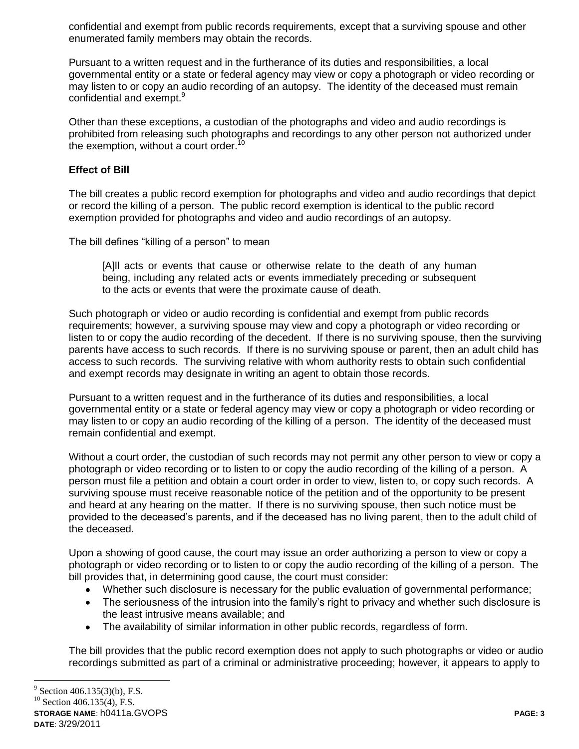confidential and exempt from public records requirements, except that a surviving spouse and other enumerated family members may obtain the records.

Pursuant to a written request and in the furtherance of its duties and responsibilities, a local governmental entity or a state or federal agency may view or copy a photograph or video recording or may listen to or copy an audio recording of an autopsy. The identity of the deceased must remain confidential and exempt.[9]

Other than these exceptions, a custodian of the photographs and video and audio recordings is prohibited from releasing such photographs and recordings to any other person not authorized under the exemption, without a court order.[10]

**Effect of Bill**

The bill creates a public record exemption for photographs and video and audio recordings that depict or record the killing of a person. The public record exemption is identical to the public record exemption provided for photographs and video and audio recordings of an autopsy.

The bill defines "killing of a person" to mean

> [A]ll acts or events that cause or otherwise relate to the death of any human being, including any related acts or events immediately preceding or subsequent to the acts or events that were the proximate cause of death.

Such photograph or video or audio recording is confidential and exempt from public records requirements; however, a surviving spouse may view and copy a photograph or video recording or listen to or copy the audio recording of the decedent. If there is no surviving spouse, then the surviving parents have access to such records. If there is no surviving spouse or parent, then an adult child has access to such records. The surviving relative with whom authority rests to obtain such confidential and exempt records may designate in writing an agent to obtain those records.

Pursuant to a written request and in the furtherance of its duties and responsibilities, a local governmental entity or a state or federal agency may view or copy a photograph or video recording or may listen to or copy an audio recording of the killing of a person. The identity of the deceased must remain confidential and exempt.

Without a court order, the custodian of such records may not permit any other person to view or copy a photograph or video recording or to listen to or copy the audio recording of the killing of a person. A person must file a petition and obtain a court order in order to view, listen to, or copy such records. A surviving spouse must receive reasonable notice of the petition and of the opportunity to be present and heard at any hearing on the matter. If there is no surviving spouse, then such notice must be provided to the deceased's parents, and if the deceased has no living parent, then to the adult child of the deceased.

Upon a showing of good cause, the court may issue an order authorizing a person to view or copy a photograph or video recording or to listen to or copy the audio recording of the killing of a person. The bill provides that, in determining good cause, the court must consider:

- Whether such disclosure is necessary for the public evaluation of governmental performance;
- The seriousness of the intrusion into the family's right to privacy and whether such disclosure is the least intrusive means available; and
- The availability of similar information in other public records, regardless of form.

The bill provides that the public record exemption does not apply to such photographs or video or audio recordings submitted as part of a criminal or administrative proceeding; however, it appears to apply to

---

[9] Section 406.135(3)(b), F.S.

[10] Section 406.135(4), F.S.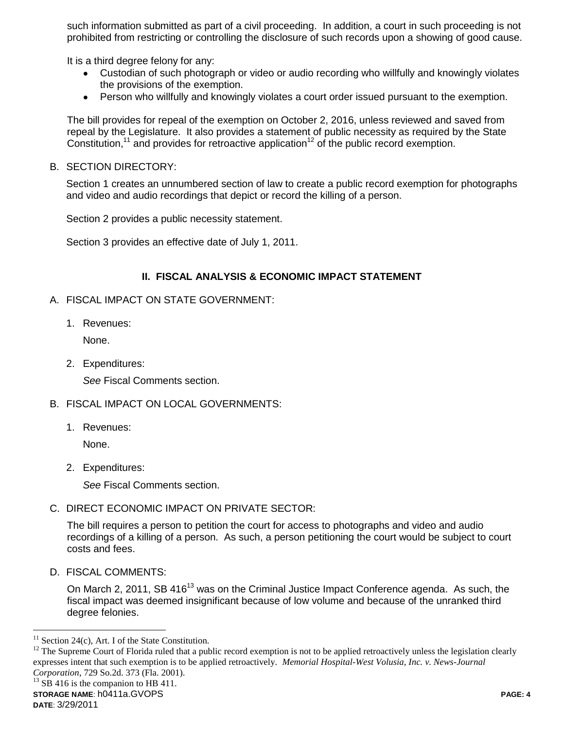such information submitted as part of a civil proceeding. In addition, a court in such proceeding is not prohibited from restricting or controlling the disclosure of such records upon a showing of good cause.

It is a third degree felony for any:

- Custodian of such photograph or video or audio recording who willfully and knowingly violates the provisions of the exemption.
- Person who willfully and knowingly violates a court order issued pursuant to the exemption.

The bill provides for repeal of the exemption on October 2, 2016, unless reviewed and saved from repeal by the Legislature. It also provides a statement of public necessity as required by the State Constitution,[11] and provides for retroactive application[12] of the public record exemption.

B. SECTION DIRECTORY:

Section 1 creates an unnumbered section of law to create a public record exemption for photographs and video and audio recordings that depict or record the killing of a person.

Section 2 provides a public necessity statement.

Section 3 provides an effective date of July 1, 2011.

## II. FISCAL ANALYSIS & ECONOMIC IMPACT STATEMENT

A. FISCAL IMPACT ON STATE GOVERNMENT:

1. Revenues:

   None.

2. Expenditures:

   *See* Fiscal Comments section.

B. FISCAL IMPACT ON LOCAL GOVERNMENTS:

1. Revenues:

   None.

2. Expenditures:

   *See* Fiscal Comments section.

C. DIRECT ECONOMIC IMPACT ON PRIVATE SECTOR:

The bill requires a person to petition the court for access to photographs and video and audio recordings of a killing of a person. As such, a person petitioning the court would be subject to court costs and fees.

D. FISCAL COMMENTS:

On March 2, 2011, SB 416[13] was on the Criminal Justice Impact Conference agenda. As such, the fiscal impact was deemed insignificant because of low volume and because of the unranked third degree felonies.

---

[11] Section 24(c), Art. I of the State Constitution.

[12] The Supreme Court of Florida ruled that a public record exemption is not to be applied retroactively unless the legislation clearly expresses intent that such exemption is to be applied retroactively. *Memorial Hospital-West Volusia, Inc. v. News-Journal Corporation*, 729 So.2d. 373 (Fla. 2001).

[13] SB 416 is the companion to HB 411.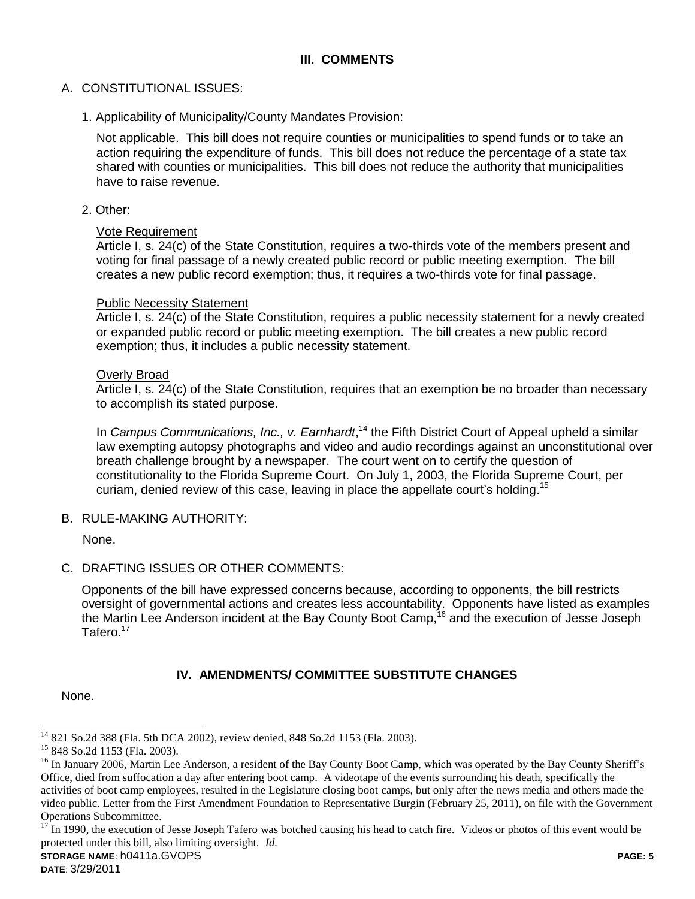## III. COMMENTS

A. CONSTITUTIONAL ISSUES:

1. Applicability of Municipality/County Mandates Provision:

Not applicable. This bill does not require counties or municipalities to spend funds or to take an action requiring the expenditure of funds. This bill does not reduce the percentage of a state tax shared with counties or municipalities. This bill does not reduce the authority that municipalities have to raise revenue.

2. Other:

Vote Requirement
Article I, s. 24(c) of the State Constitution, requires a two-thirds vote of the members present and voting for final passage of a newly created public record or public meeting exemption. The bill creates a new public record exemption; thus, it requires a two-thirds vote for final passage.

Public Necessity Statement
Article I, s. 24(c) of the State Constitution, requires a public necessity statement for a newly created or expanded public record or public meeting exemption. The bill creates a new public record exemption; thus, it includes a public necessity statement.

Overly Broad
Article I, s. 24(c) of the State Constitution, requires that an exemption be no broader than necessary to accomplish its stated purpose.

In *Campus Communications, Inc., v. Earnhardt*,[14] the Fifth District Court of Appeal upheld a similar law exempting autopsy photographs and video and audio recordings against an unconstitutional over breath challenge brought by a newspaper. The court went on to certify the question of constitutionality to the Florida Supreme Court. On July 1, 2003, the Florida Supreme Court, per curiam, denied review of this case, leaving in place the appellate court's holding.[15]

B. RULE-MAKING AUTHORITY:

None.

C. DRAFTING ISSUES OR OTHER COMMENTS:

Opponents of the bill have expressed concerns because, according to opponents, the bill restricts oversight of governmental actions and creates less accountability. Opponents have listed as examples the Martin Lee Anderson incident at the Bay County Boot Camp,[16] and the execution of Jesse Joseph Tafero.[17]

## IV. AMENDMENTS/ COMMITTEE SUBSTITUTE CHANGES

None.

---

[14] 821 So.2d 388 (Fla. 5th DCA 2002), review denied, 848 So.2d 1153 (Fla. 2003).

[15] 848 So.2d 1153 (Fla. 2003).

[16] In January 2006, Martin Lee Anderson, a resident of the Bay County Boot Camp, which was operated by the Bay County Sheriff's Office, died from suffocation a day after entering boot camp. A videotape of the events surrounding his death, specifically the activities of boot camp employees, resulted in the Legislature closing boot camps, but only after the news media and others made the video public. Letter from the First Amendment Foundation to Representative Burgin (February 25, 2011), on file with the Government Operations Subcommittee.

[17] In 1990, the execution of Jesse Joseph Tafero was botched causing his head to catch fire. Videos or photos of this event would be protected under this bill, also limiting oversight. *Id.*